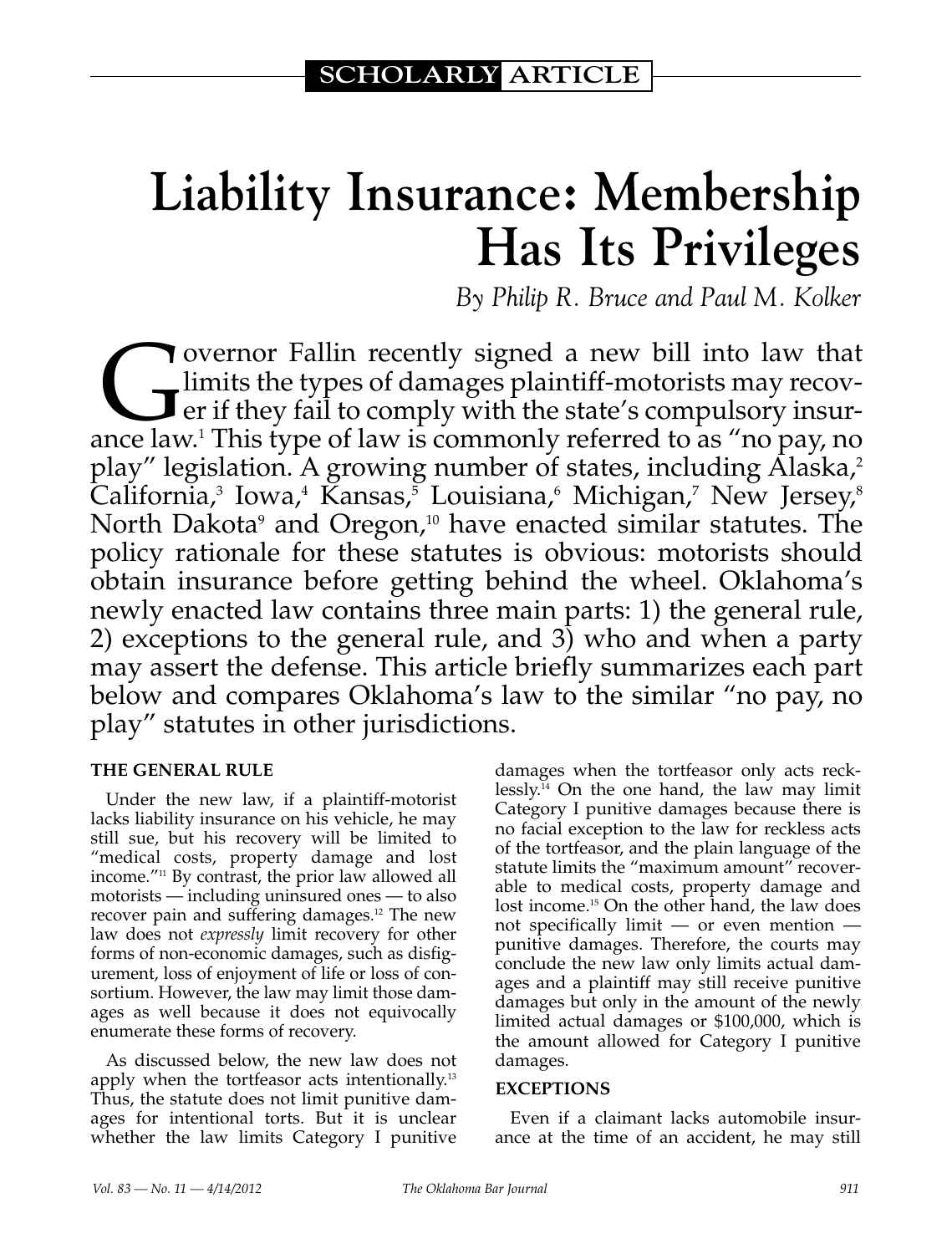SCHOLARLY ARTICLE

# Liability Insurance: Membership Has Its Privileges

*By Philip R. Bruce and Paul M. Kolker*

Governor Fallin recently signed a new bill into law that limits the types of damages plaintiff-motorists may recover if they fail to comply with the state's compulsory insurance law.[1] This type of law is commonly referred to as "no pay, no play" legislation. A growing number of states, including Alaska,[2] California,[3] Iowa,[4] Kansas,[5] Louisiana,[6] Michigan,[7] New Jersey,[8] North Dakota[9] and Oregon,[10] have enacted similar statutes. The policy rationale for these statutes is obvious: motorists should obtain insurance before getting behind the wheel. Oklahoma's newly enacted law contains three main parts: 1) the general rule, 2) exceptions to the general rule, and 3) who and when a party may assert the defense. This article briefly summarizes each part below and compares Oklahoma's law to the similar "no pay, no play" statutes in other jurisdictions.

**THE GENERAL RULE**

Under the new law, if a plaintiff-motorist lacks liability insurance on his vehicle, he may still sue, but his recovery will be limited to "medical costs, property damage and lost income."[11] By contrast, the prior law allowed all motorists — including uninsured ones — to also recover pain and suffering damages.[12] The new law does not *expressly* limit recovery for other forms of non-economic damages, such as disfigurement, loss of enjoyment of life or loss of consortium. However, the law may limit those damages as well because it does not equivocally enumerate these forms of recovery.

As discussed below, the new law does not apply when the tortfeasor acts intentionally.[13] Thus, the statute does not limit punitive damages for intentional torts. But it is unclear whether the law limits Category I punitive damages when the tortfeasor only acts recklessly.[14] On the one hand, the law may limit Category I punitive damages because there is no facial exception to the law for reckless acts of the tortfeasor, and the plain language of the statute limits the "maximum amount" recoverable to medical costs, property damage and lost income.[15] On the other hand, the law does not specifically limit — or even mention — punitive damages. Therefore, the courts may conclude the new law only limits actual damages and a plaintiff may still receive punitive damages but only in the amount of the newly limited actual damages or $100,000, which is the amount allowed for Category I punitive damages.

**EXCEPTIONS**

Even if a claimant lacks automobile insurance at the time of an accident, he may still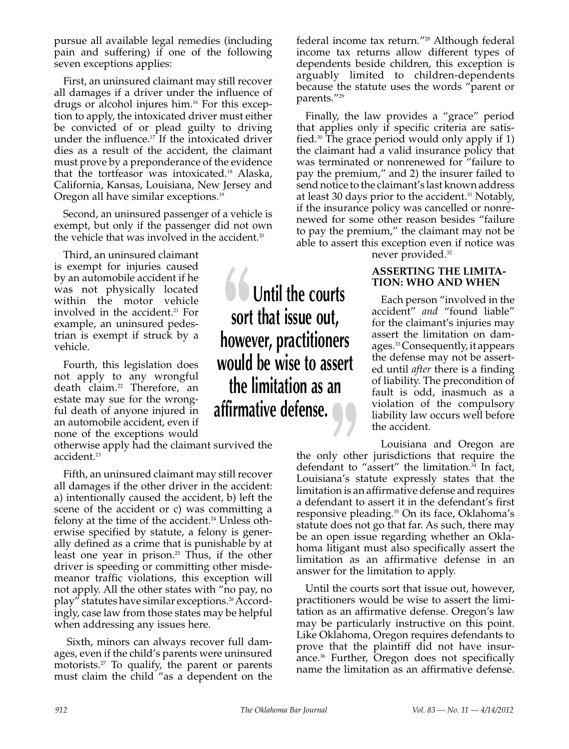pursue all available legal remedies (including pain and suffering) if one of the following seven exceptions applies:

First, an uninsured claimant may still recover all damages if a driver under the influence of drugs or alcohol injures him.[16] For this exception to apply, the intoxicated driver must either be convicted of or plead guilty to driving under the influence.[17] If the intoxicated driver dies as a result of the accident, the claimant must prove by a preponderance of the evidence that the tortfeasor was intoxicated.[18] Alaska, California, Kansas, Louisiana, New Jersey and Oregon all have similar exceptions.[19]

Second, an uninsured passenger of a vehicle is exempt, but only if the passenger did not own the vehicle that was involved in the accident.[20]

Third, an uninsured claimant is exempt for injuries caused by an automobile accident if he was not physically located within the motor vehicle involved in the accident.[21] For example, an uninsured pedestrian is exempt if struck by a vehicle.

Fourth, this legislation does not apply to any wrongful death claim.[22] Therefore, an estate may sue for the wrongful death of anyone injured in an automobile accident, even if none of the exceptions would otherwise apply had the claimant survived the accident.[23]

Fifth, an uninsured claimant may still recover all damages if the other driver in the accident: a) intentionally caused the accident, b) left the scene of the accident or c) was committing a felony at the time of the accident.[24] Unless otherwise specified by statute, a felony is generally defined as a crime that is punishable by at least one year in prison.[25] Thus, if the other driver is speeding or committing other misdemeanor traffic violations, this exception will not apply. All the other states with "no pay, no play" statutes have similar exceptions.[26] Accordingly, case law from those states may be helpful when addressing any issues here.

Sixth, minors can always recover full damages, even if the child's parents were uninsured motorists.[27] To qualify, the parent or parents must claim the child "as a dependent on the federal income tax return."[28] Although federal income tax returns allow different types of dependents beside children, this exception is arguably limited to children-dependents because the statute uses the words "parent or parents."[29]

Finally, the law provides a "grace" period that applies only if specific criteria are satisfied.[30] The grace period would only apply if 1) the claimant had a valid insurance policy that was terminated or nonrenewed for "failure to pay the premium," and 2) the insurer failed to send notice to the claimant's last known address at least 30 days prior to the accident.[31] Notably, if the insurance policy was cancelled or nonrenewed for some other reason besides "failure to pay the premium," the claimant may not be able to assert this exception even if notice was never provided.[32]

> "Until the courts sort that issue out, however, practitioners would be wise to assert the limitation as an affirmative defense."

## ASSERTING THE LIMITATION: WHO AND WHEN

Each person "involved in the accident" *and* "found liable" for the claimant's injuries may assert the limitation on damages.[33] Consequently, it appears the defense may not be asserted until *after* there is a finding of liability. The precondition of fault is odd, inasmuch as a violation of the compulsory liability law occurs well before the accident.

Louisiana and Oregon are the only other jurisdictions that require the defendant to "assert" the limitation.[34] In fact, Louisiana's statute expressly states that the limitation is an affirmative defense and requires a defendant to assert it in the defendant's first responsive pleading.[35] On its face, Oklahoma's statute does not go that far. As such, there may be an open issue regarding whether an Oklahoma litigant must also specifically assert the limitation as an affirmative defense in an answer for the limitation to apply.

Until the courts sort that issue out, however, practitioners would be wise to assert the limitation as an affirmative defense. Oregon's law may be particularly instructive on this point. Like Oklahoma, Oregon requires defendants to prove that the plaintiff did not have insurance.[36] Further, Oregon does not specifically name the limitation as an affirmative defense.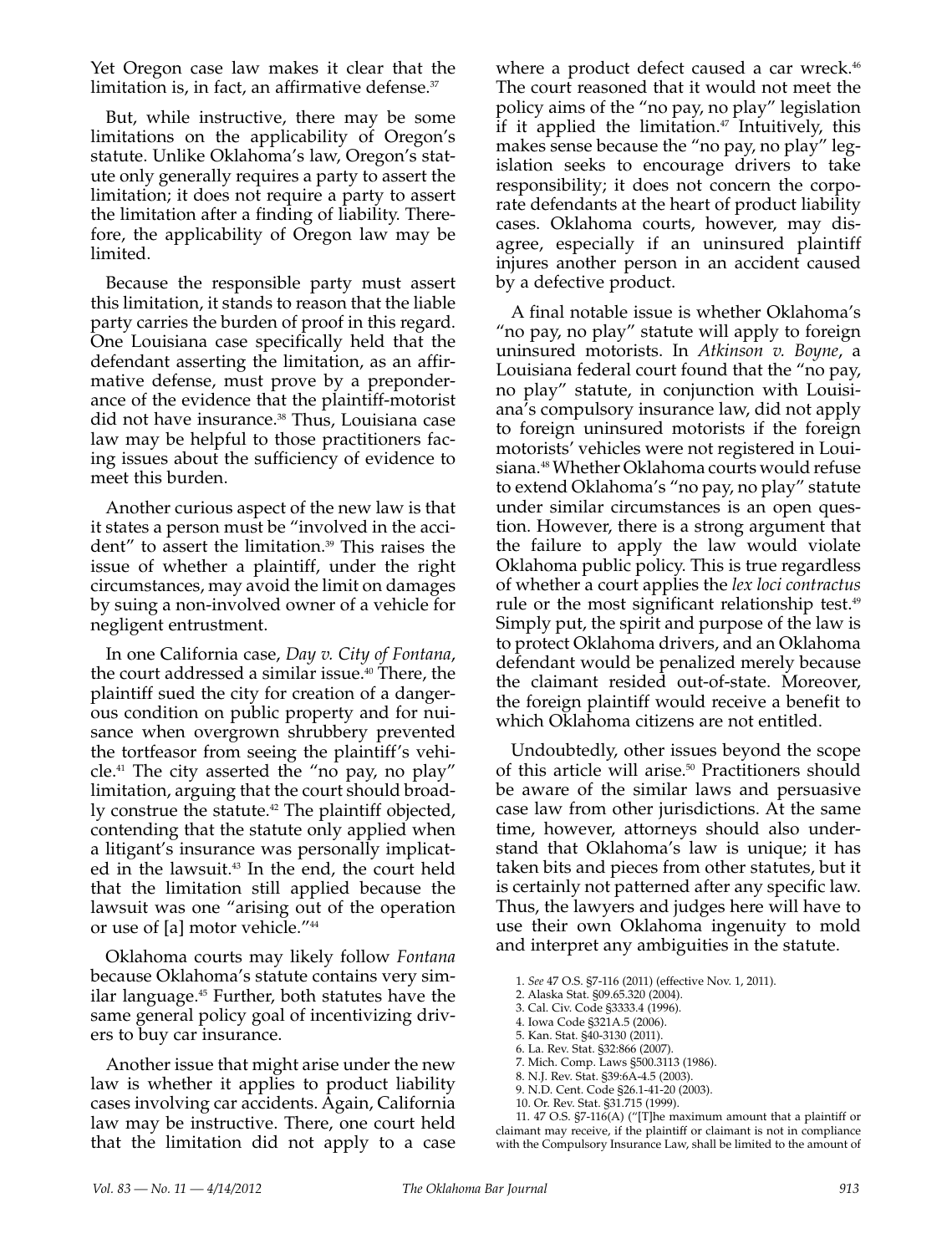Yet Oregon case law makes it clear that the limitation is, in fact, an affirmative defense.[37]

But, while instructive, there may be some limitations on the applicability of Oregon's statute. Unlike Oklahoma's law, Oregon's statute only generally requires a party to assert the limitation; it does not require a party to assert the limitation after a finding of liability. Therefore, the applicability of Oregon law may be limited.

Because the responsible party must assert this limitation, it stands to reason that the liable party carries the burden of proof in this regard. One Louisiana case specifically held that the defendant asserting the limitation, as an affirmative defense, must prove by a preponderance of the evidence that the plaintiff-motorist did not have insurance.[38] Thus, Louisiana case law may be helpful to those practitioners facing issues about the sufficiency of evidence to meet this burden.

Another curious aspect of the new law is that it states a person must be "involved in the accident" to assert the limitation.[39] This raises the issue of whether a plaintiff, under the right circumstances, may avoid the limit on damages by suing a non-involved owner of a vehicle for negligent entrustment.

In one California case, *Day v. City of Fontana*, the court addressed a similar issue.[40] There, the plaintiff sued the city for creation of a dangerous condition on public property and for nuisance when overgrown shrubbery prevented the tortfeasor from seeing the plaintiff's vehicle.[41] The city asserted the "no pay, no play" limitation, arguing that the court should broadly construe the statute.[42] The plaintiff objected, contending that the statute only applied when a litigant's insurance was personally implicated in the lawsuit.[43] In the end, the court held that the limitation still applied because the lawsuit was one "arising out of the operation or use of [a] motor vehicle."[44]

Oklahoma courts may likely follow *Fontana* because Oklahoma's statute contains very similar language.[45] Further, both statutes have the same general policy goal of incentivizing drivers to buy car insurance.

Another issue that might arise under the new law is whether it applies to product liability cases involving car accidents. Again, California law may be instructive. There, one court held that the limitation did not apply to a case where a product defect caused a car wreck.[46] The court reasoned that it would not meet the policy aims of the "no pay, no play" legislation if it applied the limitation.[47] Intuitively, this makes sense because the "no pay, no play" legislation seeks to encourage drivers to take responsibility; it does not concern the corporate defendants at the heart of product liability cases. Oklahoma courts, however, may disagree, especially if an uninsured plaintiff injures another person in an accident caused by a defective product.

A final notable issue is whether Oklahoma's "no pay, no play" statute will apply to foreign uninsured motorists. In *Atkinson v. Boyne*, a Louisiana federal court found that the "no pay, no play" statute, in conjunction with Louisiana's compulsory insurance law, did not apply to foreign uninsured motorists if the foreign motorists' vehicles were not registered in Louisiana.[48] Whether Oklahoma courts would refuse to extend Oklahoma's "no pay, no play" statute under similar circumstances is an open question. However, there is a strong argument that the failure to apply the law would violate Oklahoma public policy. This is true regardless of whether a court applies the *lex loci contractus* rule or the most significant relationship test.[49] Simply put, the spirit and purpose of the law is to protect Oklahoma drivers, and an Oklahoma defendant would be penalized merely because the claimant resided out-of-state. Moreover, the foreign plaintiff would receive a benefit to which Oklahoma citizens are not entitled.

Undoubtedly, other issues beyond the scope of this article will arise.[50] Practitioners should be aware of the similar laws and persuasive case law from other jurisdictions. At the same time, however, attorneys should also understand that Oklahoma's law is unique; it has taken bits and pieces from other statutes, but it is certainly not patterned after any specific law. Thus, the lawyers and judges here will have to use their own Oklahoma ingenuity to mold and interpret any ambiguities in the statute.

1. *See* 47 O.S. §7-116 (2011) (effective Nov. 1, 2011).
2. Alaska Stat. §09.65.320 (2004).
3. Cal. Civ. Code §3333.4 (1996).
4. Iowa Code §321A.5 (2006).
5. Kan. Stat. §40-3130 (2011).
6. La. Rev. Stat. §32:866 (2007).
7. Mich. Comp. Laws §500.3113 (1986).
8. N.J. Rev. Stat. §39:6A-4.5 (2003).
9. N.D. Cent. Code §26.1-41-20 (2003).
10. Or. Rev. Stat. §31.715 (1999).
11. 47 O.S. §7-116(A) ("[T]he maximum amount that a plaintiff or claimant may receive, if the plaintiff or claimant is not in compliance with the Compulsory Insurance Law, shall be limited to the amount of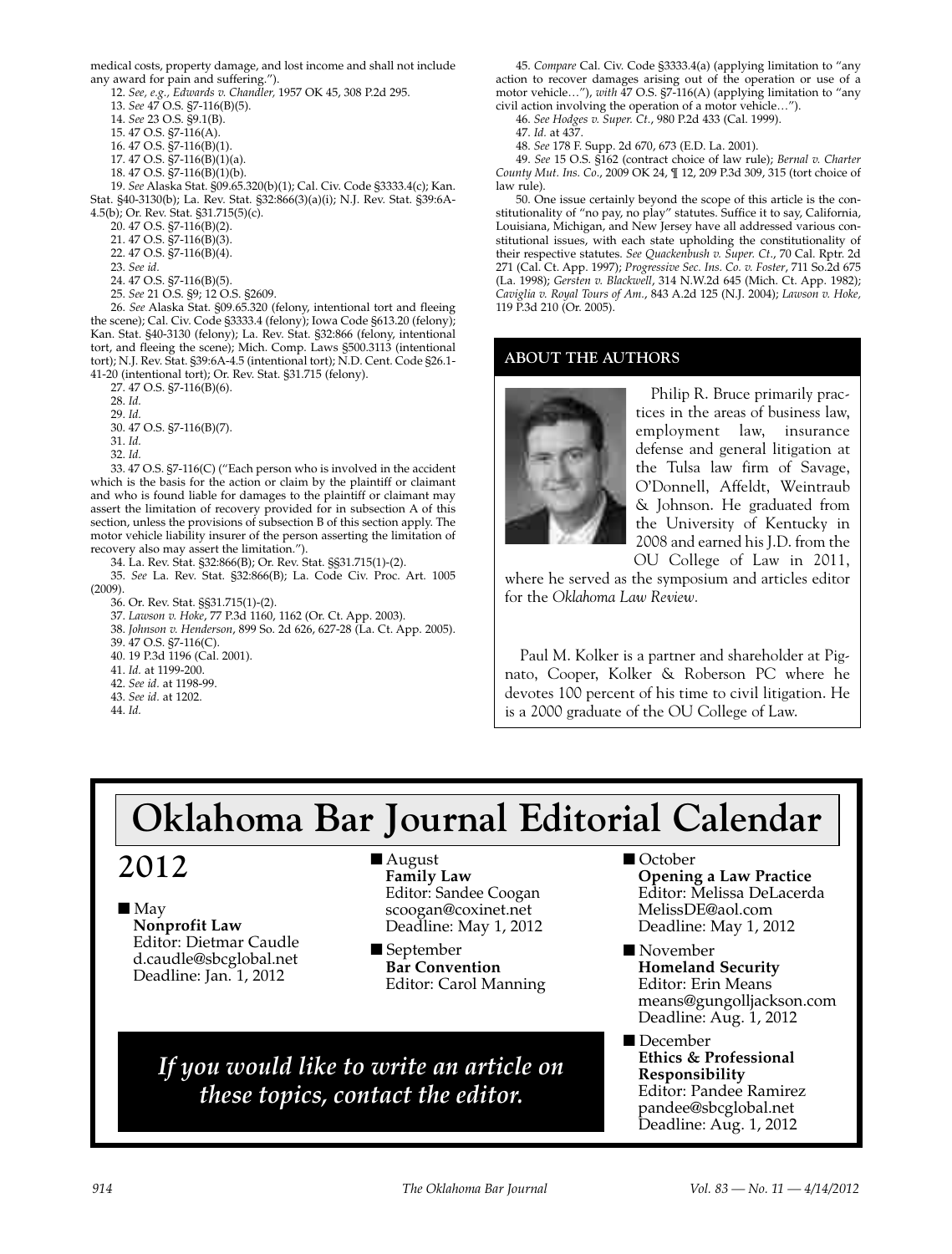medical costs, property damage, and lost income and shall not include any award for pain and suffering.").

12. *See, e.g., Edwards v. Chandler*, 1957 OK 45, 308 P.2d 295.

13. *See* 47 O.S. §7-116(B)(5).

14. *See* 23 O.S. §9.1(B).

15. 47 O.S. §7-116(A).

16. 47 O.S. §7-116(B)(1).

17. 47 O.S. §7-116(B)(1)(a).

18. 47 O.S. §7-116(B)(1)(b).

19. *See* Alaska Stat. §09.65.320(b)(1); Cal. Civ. Code §3333.4(c); Kan. Stat. §40-3130(b); La. Rev. Stat. §32:866(3)(a)(i); N.J. Rev. Stat. §39:6A-4.5(b); Or. Rev. Stat. §31.715(5)(c).

20. 47 O.S. §7-116(B)(2).

21. 47 O.S. §7-116(B)(3).

22. 47 O.S. §7-116(B)(4).

23. *See id.*

24. 47 O.S. §7-116(B)(5).

25. *See* 21 O.S. §9; 12 O.S. §2609.

26. *See* Alaska Stat. §09.65.320 (felony, intentional tort and fleeing the scene); Cal. Civ. Code §3333.4 (felony); Iowa Code §613.20 (felony); Kan. Stat. §40-3130 (felony); La. Rev. Stat. §32:866 (felony, intentional tort, and fleeing the scene); Mich. Comp. Laws §500.3113 (intentional tort); N.J. Rev. Stat. §39:6A-4.5 (intentional tort); N.D. Cent. Code §26.1-41-20 (intentional tort); Or. Rev. Stat. §31.715 (felony).

27. 47 O.S. §7-116(B)(6).

28. *Id.*

29. *Id.*

30. 47 O.S. §7-116(B)(7).

31. *Id.*

32. *Id.*

33. 47 O.S. §7-116(C) ("Each person who is involved in the accident which is the basis for the action or claim by the plaintiff or claimant and who is found liable for damages to the plaintiff or claimant may assert the limitation of recovery provided for in subsection A of this section, unless the provisions of subsection B of this section apply. The motor vehicle liability insurer of the person asserting the limitation of recovery also may assert the limitation.").

34. La. Rev. Stat. §32:866(B); Or. Rev. Stat. §§31.715(1)-(2).

35. *See* La. Rev. Stat. §32:866(B); La. Code Civ. Proc. Art. 1005 (2009).

36. Or. Rev. Stat. §§31.715(1)-(2).

37. *Lawson v. Hoke*, 77 P.3d 1160, 1162 (Or. Ct. App. 2003).

38. *Johnson v. Henderson*, 899 So. 2d 626, 627-28 (La. Ct. App. 2005).

39. 47 O.S. §7-116(C).

40. 19 P.3d 1196 (Cal. 2001).

41. *Id.* at 1199-200.

42. *See id.* at 1198-99.

43. *See id.* at 1202.

44. *Id.*

45. *Compare* Cal. Civ. Code §3333.4(a) (applying limitation to "any action to recover damages arising out of the operation or use of a motor vehicle…"), *with* 47 O.S. §7-116(A) (applying limitation to "any civil action involving the operation of a motor vehicle…").

46. *See Hodges v. Super. Ct.*, 980 P.2d 433 (Cal. 1999).

47. *Id.* at 437.

48. *See* 178 F. Supp. 2d 670, 673 (E.D. La. 2001).

49. *See* 15 O.S. §162 (contract choice of law rule); *Bernal v. Charter County Mut. Ins. Co.*, 2009 OK 24, ¶ 12, 209 P.3d 309, 315 (tort choice of law rule).

50. One issue certainly beyond the scope of this article is the constitutionality of "no pay, no play" statutes. Suffice it to say, California, Louisiana, Michigan, and New Jersey have all addressed various constitutional issues, with each state upholding the constitutionality of their respective statutes. *See Quackenbush v. Super. Ct.*, 70 Cal. Rptr. 2d 271 (Cal. Ct. App. 1997); *Progressive Sec. Ins. Co. v. Foster*, 711 So.2d 675 (La. 1998); *Gersten v. Blackwell*, 314 N.W.2d 645 (Mich. Ct. App. 1982); *Caviglia v. Royal Tours of Am.*, 843 A.2d 125 (N.J. 2004); *Lawson v. Hoke*, 119 P.3d 210 (Or. 2005).

## ABOUT THE AUTHORS

Philip R. Bruce primarily practices in the areas of business law, employment law, insurance defense and general litigation at the Tulsa law firm of Savage, O'Donnell, Affeldt, Weintraub & Johnson. He graduated from the University of Kentucky in 2008 and earned his J.D. from the OU College of Law in 2011, where he served as the symposium and articles editor for the *Oklahoma Law Review*.

Paul M. Kolker is a partner and shareholder at Pignato, Cooper, Kolker & Roberson PC where he devotes 100 percent of his time to civil litigation. He is a 2000 graduate of the OU College of Law.

# Oklahoma Bar Journal Editorial Calendar

## 2012

- May
  **Nonprofit Law**
  Editor: Dietmar Caudle
  d.caudle@sbcglobal.net
  Deadline: Jan. 1, 2012

- August
  **Family Law**
  Editor: Sandee Coogan
  scoogan@coxinet.net
  Deadline: May 1, 2012

- September
  **Bar Convention**
  Editor: Carol Manning

- October
  **Opening a Law Practice**
  Editor: Melissa DeLacerda
  MelissDE@aol.com
  Deadline: May 1, 2012

- November
  **Homeland Security**
  Editor: Erin Means
  means@gungolljackson.com
  Deadline: Aug. 1, 2012

- December
  **Ethics & Professional Responsibility**
  Editor: Pandee Ramirez
  pandee@sbcglobal.net
  Deadline: Aug. 1, 2012

***If you would like to write an article on these topics, contact the editor.***